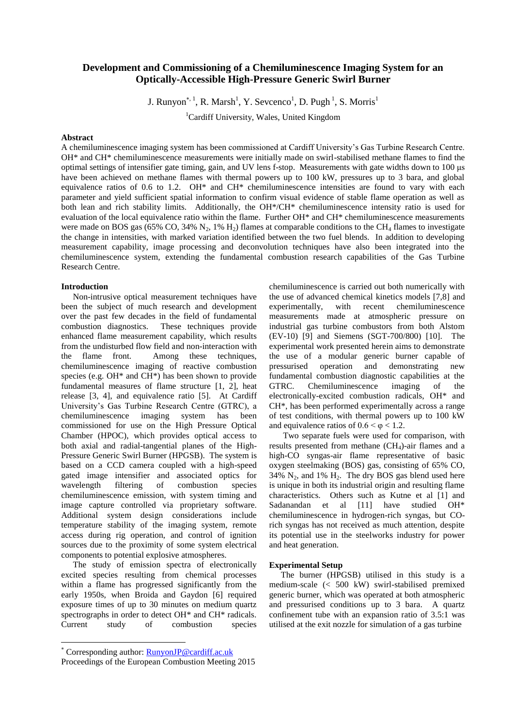# Development and Commissioning of a Chemiluminescence Imaging System for an Optically-Accessible High-Pressure Generic Swirl Burner

J. Runyon*[1], R. Marsh[1], Y. Sevcenco[1], D. Pugh[1], S. Morris[1]

[1]Cardiff University, Wales, United Kingdom

## Abstract

A chemiluminescence imaging system has been commissioned at Cardiff University's Gas Turbine Research Centre. OH* and CH* chemiluminescence measurements were initially made on swirl-stabilised methane flames to find the optimal settings of intensifier gate timing, gain, and UV lens f-stop. Measurements with gate widths down to 100 μs have been achieved on methane flames with thermal powers up to 100 kW, pressures up to 3 bara, and global equivalence ratios of 0.6 to 1.2. OH* and CH* chemiluminescence intensities are found to vary with each parameter and yield sufficient spatial information to confirm visual evidence of stable flame operation as well as both lean and rich stability limits. Additionally, the OH*/CH* chemiluminescence intensity ratio is used for evaluation of the local equivalence ratio within the flame. Further OH* and CH* chemiluminescence measurements were made on BOS gas (65% CO, 34% $N_2$, 1% $H_2$) flames at comparable conditions to the $CH_4$ flames to investigate the change in intensities, with marked variation identified between the two fuel blends. In addition to developing measurement capability, image processing and deconvolution techniques have also been integrated into the chemiluminescence system, extending the fundamental combustion research capabilities of the Gas Turbine Research Centre.

## Introduction

Non-intrusive optical measurement techniques have been the subject of much research and development over the past few decades in the field of fundamental combustion diagnostics. These techniques provide enhanced flame measurement capability, which results from the undisturbed flow field and non-interaction with the flame front. Among these techniques, chemiluminescence imaging of reactive combustion species (e.g. OH* and CH*) has been shown to provide fundamental measures of flame structure [1, 2], heat release [3, 4], and equivalence ratio [5]. At Cardiff University's Gas Turbine Research Centre (GTRC), a chemiluminescence imaging system has been commissioned for use on the High Pressure Optical Chamber (HPOC), which provides optical access to both axial and radial-tangential planes of the High-Pressure Generic Swirl Burner (HPGSB). The system is based on a CCD camera coupled with a high-speed gated image intensifier and associated optics for wavelength filtering of combustion species chemiluminescence emission, with system timing and image capture controlled via proprietary software. Additional system design considerations include temperature stability of the imaging system, remote access during rig operation, and control of ignition sources due to the proximity of some system electrical components to potential explosive atmospheres.

The study of emission spectra of electronically excited species resulting from chemical processes within a flame has progressed significantly from the early 1950s, when Broida and Gaydon [6] required exposure times of up to 30 minutes on medium quartz spectrographs in order to detect OH* and CH* radicals. Current study of combustion species chemiluminescence is carried out both numerically with the use of advanced chemical kinetics models [7,8] and experimentally, with recent chemiluminescence measurements made at atmospheric pressure on industrial gas turbine combustors from both Alstom (EV-10) [9] and Siemens (SGT-700/800) [10]. The experimental work presented herein aims to demonstrate the use of a modular generic burner capable of pressurised operation and demonstrating new fundamental combustion diagnostic capabilities at the GTRC. Chemiluminescence imaging of the electronically-excited combustion radicals, OH* and CH*, has been performed experimentally across a range of test conditions, with thermal powers up to 100 kW and equivalence ratios of $0.6 < \varphi < 1.2$.

Two separate fuels were used for comparison, with results presented from methane ($CH_4$)-air flames and a high-CO syngas-air flame representative of basic oxygen steelmaking (BOS) gas, consisting of 65% CO, 34% $N_2$, and 1% $H_2$. The dry BOS gas blend used here is unique in both its industrial origin and resulting flame characteristics. Others such as Kutne et al [1] and Sadanandan et al [11] have studied OH* chemiluminescence in hydrogen-rich syngas, but CO-rich syngas has not received as much attention, despite its potential use in the steelworks industry for power and heat generation.

## Experimental Setup

The burner (HPGSB) utilised in this study is a medium-scale (< 500 kW) swirl-stabilised premixed generic burner, which was operated at both atmospheric and pressurised conditions up to 3 bara. A quartz confinement tube with an expansion ratio of 3.5:1 was utilised at the exit nozzle for simulation of a gas turbine

---

* Corresponding author: RunyonJP@cardiff.ac.uk

Proceedings of the European Combustion Meeting 2015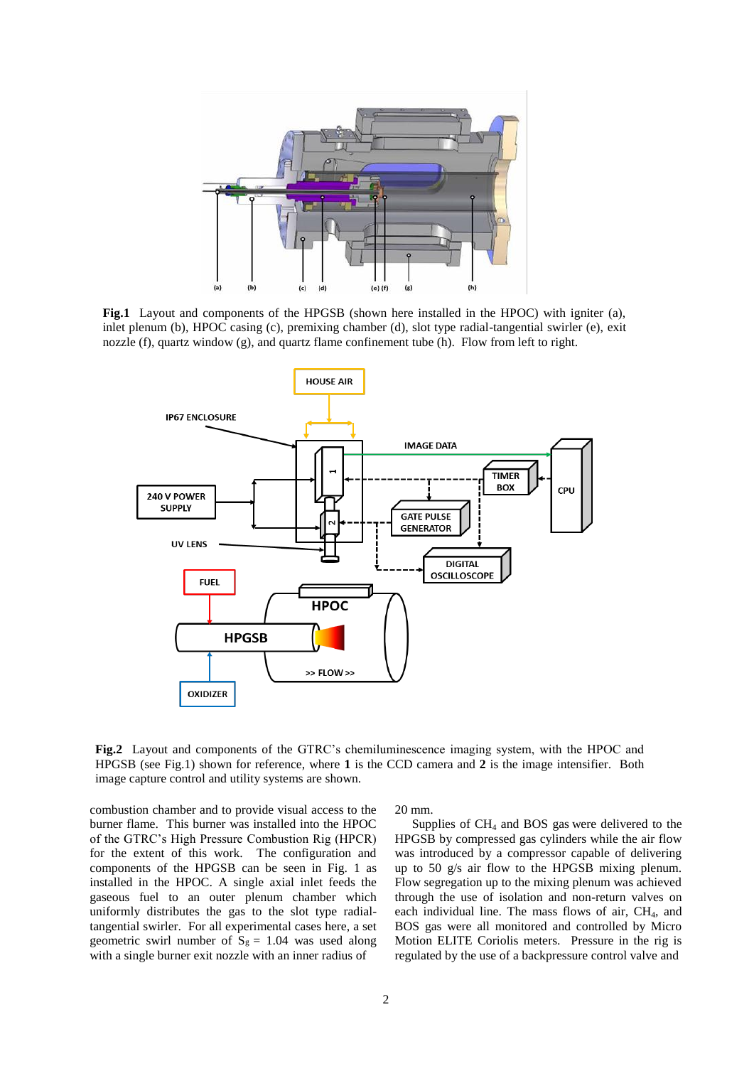**Fig.1** Layout and components of the HPGSB (shown here installed in the HPOC) with igniter (a), inlet plenum (b), HPOC casing (c), premixing chamber (d), slot type radial-tangential swirler (e), exit nozzle (f), quartz window (g), and quartz flame confinement tube (h). Flow from left to right.

**Fig.2** Layout and components of the GTRC's chemiluminescence imaging system, with the HPOC and HPGSB (see Fig.1) shown for reference, where **1** is the CCD camera and **2** is the image intensifier. Both image capture control and utility systems are shown.

combustion chamber and to provide visual access to the burner flame. This burner was installed into the HPOC of the GTRC's High Pressure Combustion Rig (HPCR) for the extent of this work. The configuration and components of the HPGSB can be seen in Fig. 1 as installed in the HPOC. A single axial inlet feeds the gaseous fuel to an outer plenum chamber which uniformly distributes the gas to the slot type radial-tangential swirler. For all experimental cases here, a set geometric swirl number of $S_g$ = 1.04 was used along with a single burner exit nozzle with an inner radius of 20 mm.

Supplies of $CH_4$ and BOS gas were delivered to the HPGSB by compressed gas cylinders while the air flow was introduced by a compressor capable of delivering up to 50 g/s air flow to the HPGSB mixing plenum. Flow segregation up to the mixing plenum was achieved through the use of isolation and non-return valves on each individual line. The mass flows of air, $CH_4$, and BOS gas were all monitored and controlled by Micro Motion ELITE Coriolis meters. Pressure in the rig is regulated by the use of a backpressure control valve and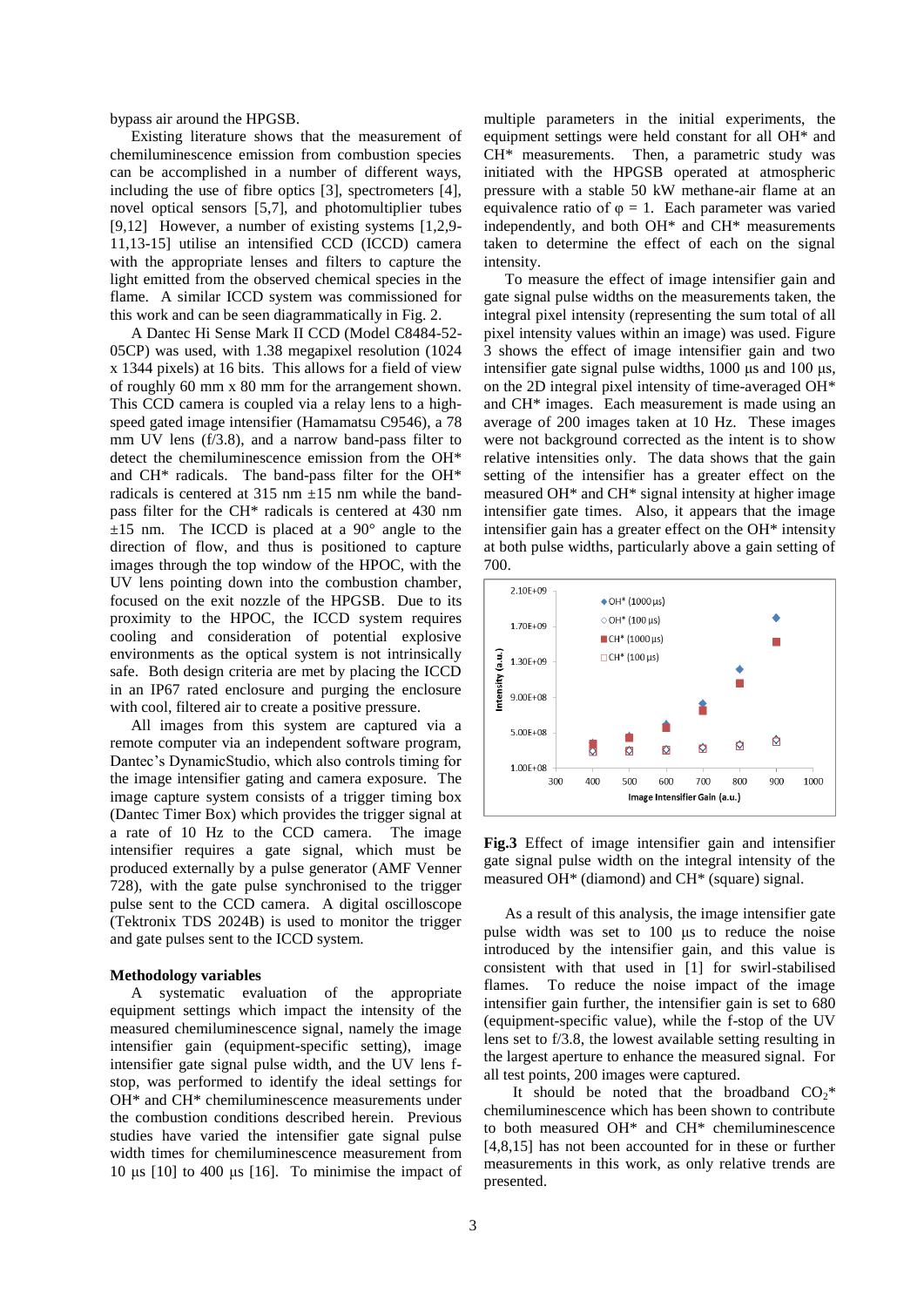bypass air around the HPGSB.

Existing literature shows that the measurement of chemiluminescence emission from combustion species can be accomplished in a number of different ways, including the use of fibre optics [3], spectrometers [4], novel optical sensors [5,7], and photomultiplier tubes [9,12]. However, a number of existing systems [1,2,9-11,13-15] utilise an intensified CCD (ICCD) camera with the appropriate lenses and filters to capture the light emitted from the observed chemical species in the flame. A similar ICCD system was commissioned for this work and can be seen diagrammatically in Fig. 2.

A Dantec Hi Sense Mark II CCD (Model C8484-52-05CP) was used, with 1.38 megapixel resolution (1024 x 1344 pixels) at 16 bits. This allows for a field of view of roughly 60 mm x 80 mm for the arrangement shown. This CCD camera is coupled via a relay lens to a high-speed gated image intensifier (Hamamatsu C9546), a 78 mm UV lens (f/3.8), and a narrow band-pass filter to detect the chemiluminescence emission from the OH* and CH* radicals. The band-pass filter for the OH* radicals is centered at 315 nm ±15 nm while the band-pass filter for the CH* radicals is centered at 430 nm ±15 nm. The ICCD is placed at a 90° angle to the direction of flow, and thus is positioned to capture images through the top window of the HPOC, with the UV lens pointing down into the combustion chamber, focused on the exit nozzle of the HPGSB. Due to its proximity to the HPOC, the ICCD system requires cooling and consideration of potential explosive environments as the optical system is not intrinsically safe. Both design criteria are met by placing the ICCD in an IP67 rated enclosure and purging the enclosure with cool, filtered air to create a positive pressure.

All images from this system are captured via a remote computer via an independent software program, Dantec's DynamicStudio, which also controls timing for the image intensifier gating and camera exposure. The image capture system consists of a trigger timing box (Dantec Timer Box) which provides the trigger signal at a rate of 10 Hz to the CCD camera. The image intensifier requires a gate signal, which must be produced externally by a pulse generator (AMF Venner 728), with the gate pulse synchronised to the trigger pulse sent to the CCD camera. A digital oscilloscope (Tektronix TDS 2024B) is used to monitor the trigger and gate pulses sent to the ICCD system.

**Methodology variables**

A systematic evaluation of the appropriate equipment settings which impact the intensity of the measured chemiluminescence signal, namely the image intensifier gain (equipment-specific setting), image intensifier gate signal pulse width, and the UV lens f-stop, was performed to identify the ideal settings for OH* and CH* chemiluminescence measurements under the combustion conditions described herein. Previous studies have varied the intensifier gate signal pulse width times for chemiluminescence measurement from 10 µs [10] to 400 µs [16]. To minimise the impact of multiple parameters in the initial experiments, the equipment settings were held constant for all OH* and CH* measurements. Then, a parametric study was initiated with the HPGSB operated at atmospheric pressure with a stable 50 kW methane-air flame at an equivalence ratio of $\varphi = 1$. Each parameter was varied independently, and both OH* and CH* measurements taken to determine the effect of each on the signal intensity.

To measure the effect of image intensifier gain and gate signal pulse widths on the measurements taken, the integral pixel intensity (representing the sum total of all pixel intensity values within an image) was used. Figure 3 shows the effect of image intensifier gain and two intensifier gate signal pulse widths, 1000 µs and 100 µs, on the 2D integral pixel intensity of time-averaged OH* and CH* images. Each measurement is made using an average of 200 images taken at 10 Hz. These images were not background corrected as the intent is to show relative intensities only. The data shows that the gain setting of the intensifier has a greater effect on the measured OH* and CH* signal intensity at higher image intensifier gate times. Also, it appears that the image intensifier gain has a greater effect on the OH* intensity at both pulse widths, particularly above a gain setting of 700.

**Fig.3** Effect of image intensifier gain and intensifier gate signal pulse width on the integral intensity of the measured OH* (diamond) and CH* (square) signal.

As a result of this analysis, the image intensifier gate pulse width was set to 100 µs to reduce the noise introduced by the intensifier gain, and this value is consistent with that used in [1] for swirl-stabilised flames. To reduce the noise impact of the image intensifier gain further, the intensifier gain is set to 680 (equipment-specific value), while the f-stop of the UV lens set to f/3.8, the lowest available setting resulting in the largest aperture to enhance the measured signal. For all test points, 200 images were captured.

It should be noted that the broadband $CO_2$* chemiluminescence which has been shown to contribute to both measured OH* and CH* chemiluminescence [4,8,15] has not been accounted for in these or further measurements in this work, as only relative trends are presented.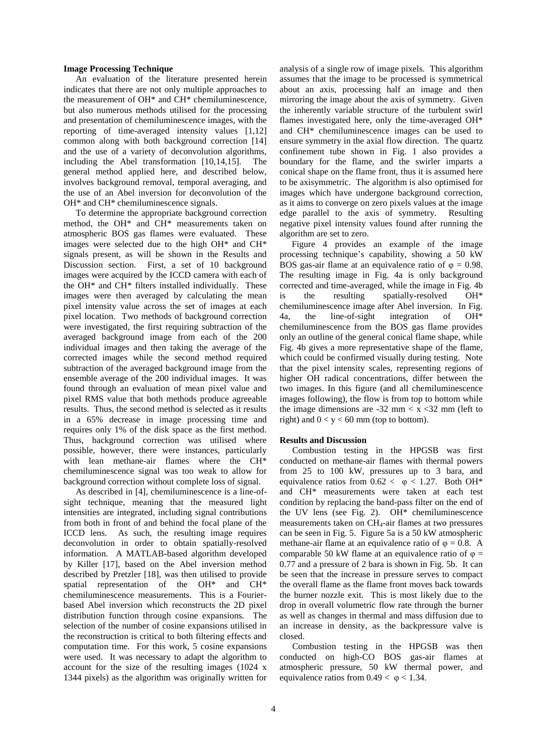**Image Processing Technique**

An evaluation of the literature presented herein indicates that there are not only multiple approaches to the measurement of OH* and CH* chemiluminescence, but also numerous methods utilised for the processing and presentation of chemiluminescence images, with the reporting of time-averaged intensity values [1,12] common along with both background correction [14] and the use of a variety of deconvolution algorithms, including the Abel transformation [10,14,15]. The general method applied here, and described below, involves background removal, temporal averaging, and the use of an Abel inversion for deconvolution of the OH* and CH* chemiluminescence signals.

To determine the appropriate background correction method, the OH* and CH* measurements taken on atmospheric BOS gas flames were evaluated. These images were selected due to the high OH* and CH* signals present, as will be shown in the Results and Discussion section. First, a set of 10 background images were acquired by the ICCD camera with each of the OH* and CH* filters installed individually. These images were then averaged by calculating the mean pixel intensity value across the set of images at each pixel location. Two methods of background correction were investigated, the first requiring subtraction of the averaged background image from each of the 200 individual images and then taking the average of the corrected images while the second method required subtraction of the averaged background image from the ensemble average of the 200 individual images. It was found through an evaluation of mean pixel value and pixel RMS value that both methods produce agreeable results. Thus, the second method is selected as it results in a 65% decrease in image processing time and requires only 1% of the disk space as the first method. Thus, background correction was utilised where possible, however, there were instances, particularly with lean methane-air flames where the CH* chemiluminescence signal was too weak to allow for background correction without complete loss of signal.

As described in [4], chemiluminescence is a line-of-sight technique, meaning that the measured light intensities are integrated, including signal contributions from both in front of and behind the focal plane of the ICCD lens. As such, the resulting image requires deconvolution in order to obtain spatially-resolved information. A MATLAB-based algorithm developed by Killer [17], based on the Abel inversion method described by Pretzler [18], was then utilised to provide spatial representation of the OH* and CH* chemiluminescence measurements. This is a Fourier-based Abel inversion which reconstructs the 2D pixel distribution function through cosine expansions. The selection of the number of cosine expansions utilised in the reconstruction is critical to both filtering effects and computation time. For this work, 5 cosine expansions were used. It was necessary to adapt the algorithm to account for the size of the resulting images (1024 x 1344 pixels) as the algorithm was originally written for analysis of a single row of image pixels. This algorithm assumes that the image to be processed is symmetrical about an axis, processing half an image and then mirroring the image about the axis of symmetry. Given the inherently variable structure of the turbulent swirl flames investigated here, only the time-averaged OH* and CH* chemiluminescence images can be used to ensure symmetry in the axial flow direction. The quartz confinement tube shown in Fig. 1 also provides a boundary for the flame, and the swirler imparts a conical shape on the flame front, thus it is assumed here to be axisymmetric. The algorithm is also optimised for images which have undergone background correction, as it aims to converge on zero pixels values at the image edge parallel to the axis of symmetry. Resulting negative pixel intensity values found after running the algorithm are set to zero.

Figure 4 provides an example of the image processing technique's capability, showing a 50 kW BOS gas-air flame at an equivalence ratio of $\varphi = 0.98$. The resulting image in Fig. 4a is only background corrected and time-averaged, while the image in Fig. 4b is the resulting spatially-resolved OH* chemiluminescence image after Abel inversion. In Fig. 4a, the line-of-sight integration of OH* chemiluminescence from the BOS gas flame provides only an outline of the general conical flame shape, while Fig. 4b gives a more representative shape of the flame, which could be confirmed visually during testing. Note that the pixel intensity scales, representing regions of higher OH radical concentrations, differ between the two images. In this figure (and all chemiluminescence images following), the flow is from top to bottom while the image dimensions are $-32$ mm $< x < 32$ mm (left to right) and $0 < y < 60$ mm (top to bottom).

**Results and Discussion**

Combustion testing in the HPGSB was first conducted on methane-air flames with thermal powers from 25 to 100 kW, pressures up to 3 bara, and equivalence ratios from $0.62 < \varphi < 1.27$. Both OH* and CH* measurements were taken at each test condition by replacing the band-pass filter on the end of the UV lens (see Fig. 2). OH* chemiluminescence measurements taken on $CH_4$-air flames at two pressures can be seen in Fig. 5. Figure 5a is a 50 kW atmospheric methane-air flame at an equivalence ratio of $\varphi = 0.8$. A comparable 50 kW flame at an equivalence ratio of $\varphi = 0.77$ and a pressure of 2 bara is shown in Fig. 5b. It can be seen that the increase in pressure serves to compact the overall flame as the flame front moves back towards the burner nozzle exit. This is most likely due to the drop in overall volumetric flow rate through the burner as well as changes in thermal and mass diffusion due to an increase in density, as the backpressure valve is closed.

Combustion testing in the HPGSB was then conducted on high-CO BOS gas-air flames at atmospheric pressure, 50 kW thermal power, and equivalence ratios from $0.49 < \varphi < 1.34$.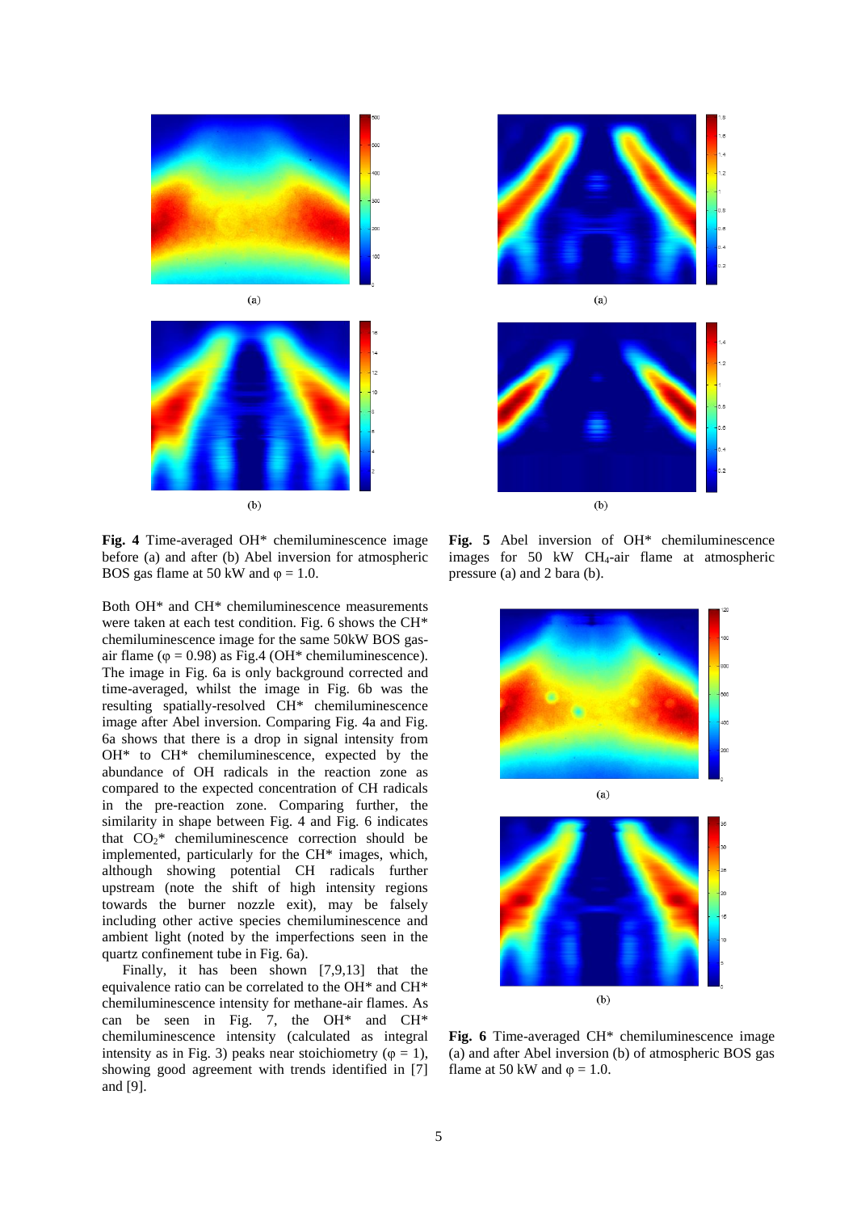**Fig. 4** Time-averaged OH* chemiluminescence image before (a) and after (b) Abel inversion for atmospheric BOS gas flame at 50 kW and φ = 1.0.

**Fig. 5** Abel inversion of OH* chemiluminescence images for 50 kW $CH_4$-air flame at atmospheric pressure (a) and 2 bara (b).

Both OH* and CH* chemiluminescence measurements were taken at each test condition. Fig. 6 shows the CH* chemiluminescence image for the same 50kW BOS gas-air flame (φ = 0.98) as Fig.4 (OH* chemiluminescence). The image in Fig. 6a is only background corrected and time-averaged, whilst the image in Fig. 6b was the resulting spatially-resolved CH* chemiluminescence image after Abel inversion. Comparing Fig. 4a and Fig. 6a shows that there is a drop in signal intensity from OH* to CH* chemiluminescence, expected by the abundance of OH radicals in the reaction zone as compared to the expected concentration of CH radicals in the pre-reaction zone. Comparing further, the similarity in shape between Fig. 4 and Fig. 6 indicates that $CO_2$* chemiluminescence correction should be implemented, particularly for the CH* images, which, although showing potential CH radicals further upstream (note the shift of high intensity regions towards the burner nozzle exit), may be falsely including other active species chemiluminescence and ambient light (noted by the imperfections seen in the quartz confinement tube in Fig. 6a).

Finally, it has been shown [7,9,13] that the equivalence ratio can be correlated to the OH* and CH* chemiluminescence intensity for methane-air flames. As can be seen in Fig. 7, the OH* and CH* chemiluminescence intensity (calculated as integral intensity as in Fig. 3) peaks near stoichiometry (φ = 1), showing good agreement with trends identified in [7] and [9].

**Fig. 6** Time-averaged CH* chemiluminescence image (a) and after Abel inversion (b) of atmospheric BOS gas flame at 50 kW and φ = 1.0.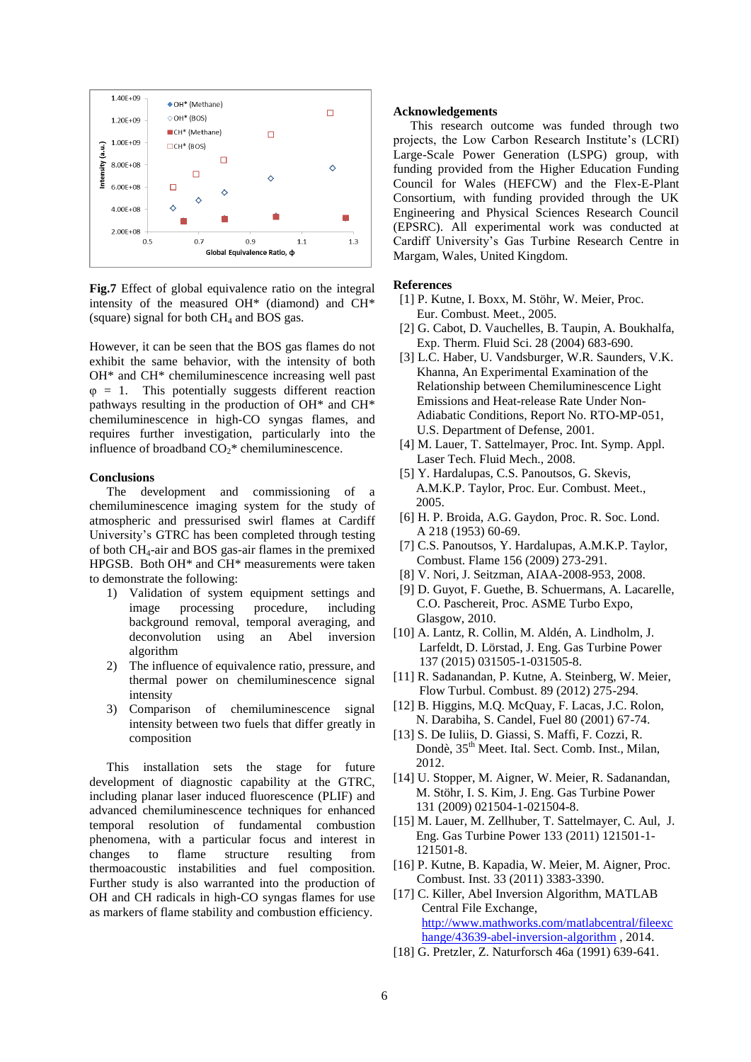1.40E+09
1.20E+09
1.00E+09
8.00E+08
6.00E+08
4.00E+08
2.00E+08
Intensity (a.u.)
0.5
0.7
0.9
1.1
1.3
Global Equivalence Ratio, ϕ
OH* (Methane)
OH* (BOS)
CH* (Methane)
CH* (BOS)

**Fig.7** Effect of global equivalence ratio on the integral intensity of the measured OH* (diamond) and CH* (square) signal for both $CH_4$ and BOS gas.

However, it can be seen that the BOS gas flames do not exhibit the same behavior, with the intensity of both OH* and CH* chemiluminescence increasing well past $\varphi = 1$. This potentially suggests different reaction pathways resulting in the production of OH* and CH* chemiluminescence in high-CO syngas flames, and requires further investigation, particularly into the influence of broadband $CO_2$* chemiluminescence.

## Conclusions

The development and commissioning of a chemiluminescence imaging system for the study of atmospheric and pressurised swirl flames at Cardiff University's GTRC has been completed through testing of both $CH_4$-air and BOS gas-air flames in the premixed HPGSB. Both OH* and CH* measurements were taken to demonstrate the following:

1) Validation of system equipment settings and image processing procedure, including background removal, temporal averaging, and deconvolution using an Abel inversion algorithm
2) The influence of equivalence ratio, pressure, and thermal power on chemiluminescence signal intensity
3) Comparison of chemiluminescence signal intensity between two fuels that differ greatly in composition

This installation sets the stage for future development of diagnostic capability at the GTRC, including planar laser induced fluorescence (PLIF) and advanced chemiluminescence techniques for enhanced temporal resolution of fundamental combustion phenomena, with a particular focus and interest in changes to flame structure resulting from thermoacoustic instabilities and fuel composition. Further study is also warranted into the production of OH and CH radicals in high-CO syngas flames for use as markers of flame stability and combustion efficiency.

## Acknowledgements

This research outcome was funded through two projects, the Low Carbon Research Institute's (LCRI) Large-Scale Power Generation (LSPG) group, with funding provided from the Higher Education Funding Council for Wales (HEFCW) and the Flex-E-Plant Consortium, with funding provided through the UK Engineering and Physical Sciences Research Council (EPSRC). All experimental work was conducted at Cardiff University's Gas Turbine Research Centre in Margam, Wales, United Kingdom.

## References

[1] P. Kutne, I. Boxx, M. Stöhr, W. Meier, Proc. Eur. Combust. Meet., 2005.
[2] G. Cabot, D. Vauchelles, B. Taupin, A. Boukhalfa, Exp. Therm. Fluid Sci. 28 (2004) 683-690.
[3] L.C. Haber, U. Vandsburger, W.R. Saunders, V.K. Khanna, An Experimental Examination of the Relationship between Chemiluminescence Light Emissions and Heat-release Rate Under Non-Adiabatic Conditions, Report No. RTO-MP-051, U.S. Department of Defense, 2001.
[4] M. Lauer, T. Sattelmayer, Proc. Int. Symp. Appl. Laser Tech. Fluid Mech., 2008.
[5] Y. Hardalupas, C.S. Panoutsos, G. Skevis, A.M.K.P. Taylor, Proc. Eur. Combust. Meet., 2005.
[6] H. P. Broida, A.G. Gaydon, Proc. R. Soc. Lond. A 218 (1953) 60-69.
[7] C.S. Panoutsos, Y. Hardalupas, A.M.K.P. Taylor, Combust. Flame 156 (2009) 273-291.
[8] V. Nori, J. Seitzman, AIAA-2008-953, 2008.
[9] D. Guyot, F. Guethe, B. Schuermans, A. Lacarelle, C.O. Paschereit, Proc. ASME Turbo Expo, Glasgow, 2010.
[10] A. Lantz, R. Collin, M. Aldén, A. Lindholm, J. Larfeldt, D. Lörstad, J. Eng. Gas Turbine Power 137 (2015) 031505-1-031505-8.
[11] R. Sadanandan, P. Kutne, A. Steinberg, W. Meier, Flow Turbul. Combust. 89 (2012) 275-294.
[12] B. Higgins, M.Q. McQuay, F. Lacas, J.C. Rolon, N. Darabiha, S. Candel, Fuel 80 (2001) 67-74.
[13] S. De Iuliis, D. Giassi, S. Maffi, F. Cozzi, R. Dondè, 35th Meet. Ital. Sect. Comb. Inst., Milan, 2012.
[14] U. Stopper, M. Aigner, W. Meier, R. Sadanandan, M. Stöhr, I. S. Kim, J. Eng. Gas Turbine Power 131 (2009) 021504-1-021504-8.
[15] M. Lauer, M. Zellhuber, T. Sattelmayer, C. Aul, J. Eng. Gas Turbine Power 133 (2011) 121501-1-121501-8.
[16] P. Kutne, B. Kapadia, W. Meier, M. Aigner, Proc. Combust. Inst. 33 (2011) 3383-3390.
[17] C. Killer, Abel Inversion Algorithm, MATLAB Central File Exchange, http://www.mathworks.com/matlabcentral/fileexchange/43639-abel-inversion-algorithm , 2014.
[18] G. Pretzler, Z. Naturforsch 46a (1991) 639-641.